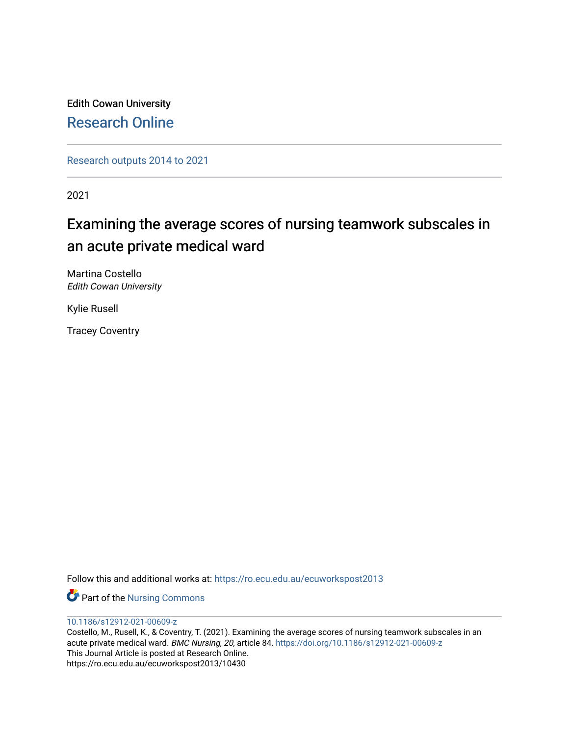Edith Cowan University

Research Online

---

Research outputs 2014 to 2021

---

2021

# Examining the average scores of nursing teamwork subscales in an acute private medical ward

Martina Costello
*Edith Cowan University*

Kylie Rusell

Tracey Coventry

Follow this and additional works at: https://ro.ecu.edu.au/ecuworkspost2013

Part of the Nursing Commons

---

10.1186/s12912-021-00609-z

Costello, M., Rusell, K., & Coventry, T. (2021). Examining the average scores of nursing teamwork subscales in an acute private medical ward. *BMC Nursing, 20*, article 84. https://doi.org/10.1186/s12912-021-00609-z
This Journal Article is posted at Research Online.
https://ro.ecu.edu.au/ecuworkspost2013/10430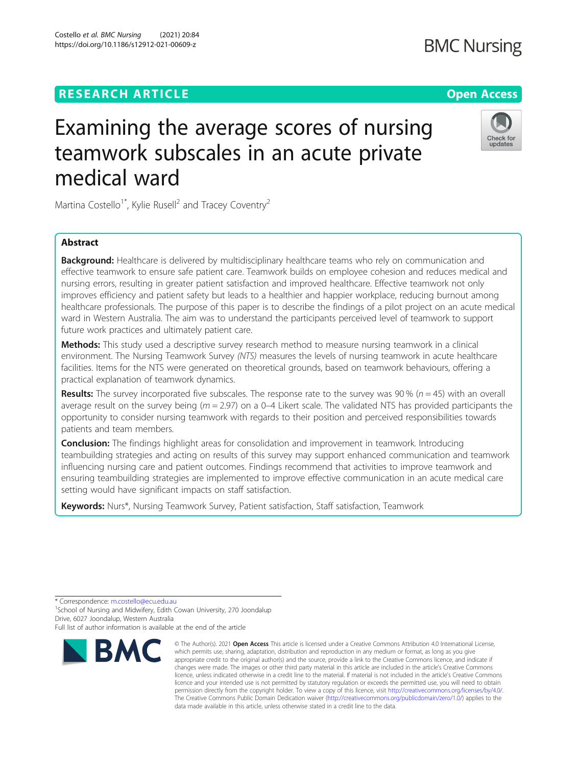# Examining the average scores of nursing teamwork subscales in an acute private medical ward

Martina Costello[1*], Kylie Russell[2] and Tracey Coventry[2]

## Abstract

**Background:** Healthcare is delivered by multidisciplinary healthcare teams who rely on communication and effective teamwork to ensure safe patient care. Teamwork builds on employee cohesion and reduces medical and nursing errors, resulting in greater patient satisfaction and improved healthcare. Effective teamwork not only improves efficiency and patient safety but leads to a healthier and happier workplace, reducing burnout among healthcare professionals. The purpose of this paper is to describe the findings of a pilot project on an acute medical ward in Western Australia. The aim was to understand the participants perceived level of teamwork to support future work practices and ultimately patient care.

**Methods:** This study used a descriptive survey research method to measure nursing teamwork in a clinical environment. The Nursing Teamwork Survey *(NTS)* measures the levels of nursing teamwork in acute healthcare facilities. Items for the NTS were generated on theoretical grounds, based on teamwork behaviours, offering a practical explanation of teamwork dynamics.

**Results:** The survey incorporated five subscales. The response rate to the survey was 90 % ($n = 45$) with an overall average result on the survey being ($m = 2.97$) on a 0–4 Likert scale. The validated NTS has provided participants the opportunity to consider nursing teamwork with regards to their position and perceived responsibilities towards patients and team members.

**Conclusion:** The findings highlight areas for consolidation and improvement in teamwork. Introducing teambuilding strategies and acting on results of this survey may support enhanced communication and teamwork influencing nursing care and patient outcomes. Findings recommend that activities to improve teamwork and ensuring teambuilding strategies are implemented to improve effective communication in an acute medical care setting would have significant impacts on staff satisfaction.

**Keywords:** Nurs*, Nursing Teamwork Survey, Patient satisfaction, Staff satisfaction, Teamwork

---

* Correspondence: m.costello@ecu.edu.au
[1]School of Nursing and Midwifery, Edith Cowan University, 270 Joondalup Drive, 6027 Joondalup, Western Australia
Full list of author information is available at the end of the article

© The Author(s). 2021 **Open Access** This article is licensed under a Creative Commons Attribution 4.0 International License, which permits use, sharing, adaptation, distribution and reproduction in any medium or format, as long as you give appropriate credit to the original author(s) and the source, provide a link to the Creative Commons licence, and indicate if changes were made. The images or other third party material in this article are included in the article's Creative Commons licence, unless indicated otherwise in a credit line to the material. If material is not included in the article's Creative Commons licence and your intended use is not permitted by statutory regulation or exceeds the permitted use, you will need to obtain permission directly from the copyright holder. To view a copy of this licence, visit http://creativecommons.org/licenses/by/4.0/. The Creative Commons Public Domain Dedication waiver (http://creativecommons.org/publicdomain/zero/1.0/) applies to the data made available in this article, unless otherwise stated in a credit line to the data.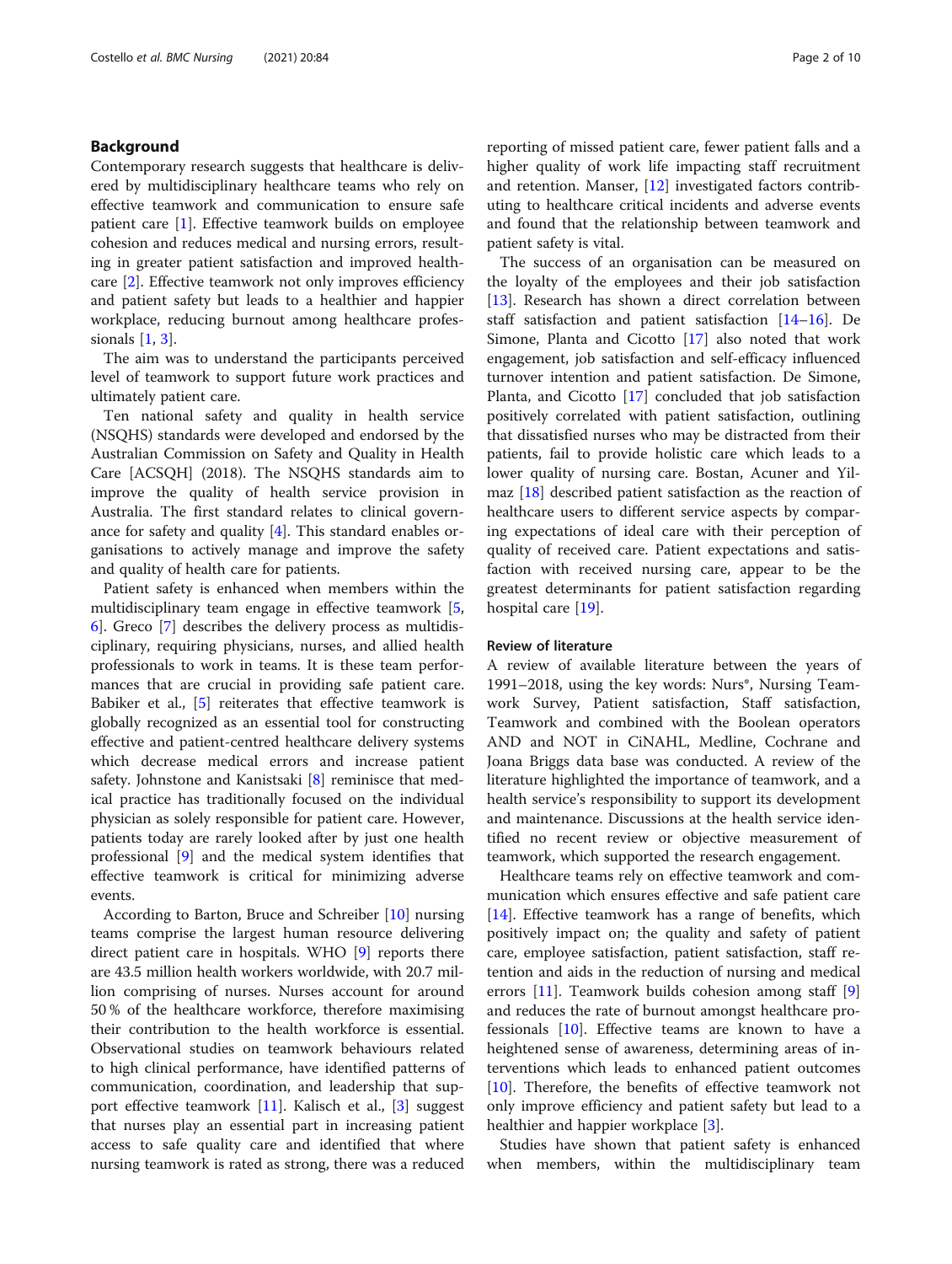## Background

Contemporary research suggests that healthcare is delivered by multidisciplinary healthcare teams who rely on effective teamwork and communication to ensure safe patient care [1]. Effective teamwork builds on employee cohesion and reduces medical and nursing errors, resulting in greater patient satisfaction and improved healthcare [2]. Effective teamwork not only improves efficiency and patient safety but leads to a healthier and happier workplace, reducing burnout among healthcare professionals [1, 3].

The aim was to understand the participants perceived level of teamwork to support future work practices and ultimately patient care.

Ten national safety and quality in health service (NSQHS) standards were developed and endorsed by the Australian Commission on Safety and Quality in Health Care [ACSQH] (2018). The NSQHS standards aim to improve the quality of health service provision in Australia. The first standard relates to clinical governance for safety and quality [4]. This standard enables organisations to actively manage and improve the safety and quality of health care for patients.

Patient safety is enhanced when members within the multidisciplinary team engage in effective teamwork [5, 6]. Greco [7] describes the delivery process as multidisciplinary, requiring physicians, nurses, and allied health professionals to work in teams. It is these team performances that are crucial in providing safe patient care. Babiker et al., [5] reiterates that effective teamwork is globally recognized as an essential tool for constructing effective and patient-centred healthcare delivery systems which decrease medical errors and increase patient safety. Johnstone and Kanistsaki [8] reminisce that medical practice has traditionally focused on the individual physician as solely responsible for patient care. However, patients today are rarely looked after by just one health professional [9] and the medical system identifies that effective teamwork is critical for minimizing adverse events.

According to Barton, Bruce and Schreiber [10] nursing teams comprise the largest human resource delivering direct patient care in hospitals. WHO [9] reports there are 43.5 million health workers worldwide, with 20.7 million comprising of nurses. Nurses account for around 50 % of the healthcare workforce, therefore maximising their contribution to the health workforce is essential. Observational studies on teamwork behaviours related to high clinical performance, have identified patterns of communication, coordination, and leadership that support effective teamwork [11]. Kalisch et al., [3] suggest that nurses play an essential part in increasing patient access to safe quality care and identified that where nursing teamwork is rated as strong, there was a reduced reporting of missed patient care, fewer patient falls and a higher quality of work life impacting staff recruitment and retention. Manser, [12] investigated factors contributing to healthcare critical incidents and adverse events and found that the relationship between teamwork and patient safety is vital.

The success of an organisation can be measured on the loyalty of the employees and their job satisfaction [13]. Research has shown a direct correlation between staff satisfaction and patient satisfaction [14–16]. De Simone, Planta and Cicotto [17] also noted that work engagement, job satisfaction and self-efficacy influenced turnover intention and patient satisfaction. De Simone, Planta, and Cicotto [17] concluded that job satisfaction positively correlated with patient satisfaction, outlining that dissatisfied nurses who may be distracted from their patients, fail to provide holistic care which leads to a lower quality of nursing care. Bostan, Acuner and Yilmaz [18] described patient satisfaction as the reaction of healthcare users to different service aspects by comparing expectations of ideal care with their perception of quality of received care. Patient expectations and satisfaction with received nursing care, appear to be the greatest determinants for patient satisfaction regarding hospital care [19].

### Review of literature

A review of available literature between the years of 1991–2018, using the key words: Nurs*, Nursing Teamwork Survey, Patient satisfaction, Staff satisfaction, Teamwork and combined with the Boolean operators AND and NOT in CiNAHL, Medline, Cochrane and Joana Briggs data base was conducted. A review of the literature highlighted the importance of, and a health service's responsibility to support its development and maintenance. Discussions at the health service identified no recent review or objective measurement of teamwork, which supported the research engagement.

Healthcare teams rely on effective teamwork and communication which ensures effective and safe patient care [14]. Effective teamwork has a range of benefits, which positively impact on; the quality and safety of patient care, employee satisfaction, patient satisfaction, staff retention and aids in the reduction of nursing and medical errors [11]. Teamwork builds cohesion among staff [9] and reduces the rate of burnout amongst healthcare professionals [10]. Effective teams are known to have a heightened sense of awareness, determining areas of interventions which leads to enhanced patient outcomes [10]. Therefore, the benefits of effective teamwork not only improve efficiency and patient safety but lead to a healthier and happier workplace [3].

Studies have shown that patient safety is enhanced when members, within the multidisciplinary team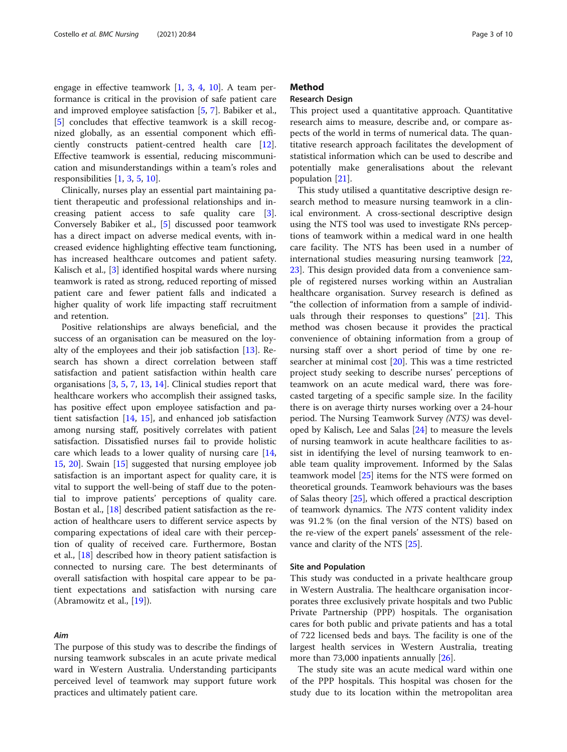engage in effective teamwork [1, 3, 4, 10]. A team performance is critical in the provision of safe patient care and improved employee satisfaction [5, 7]. Babiker et al., [5] concludes that effective teamwork is a skill recognized globally, as an essential component which efficiently constructs patient-centred health care [12]. Effective teamwork is essential, reducing miscommunication and misunderstandings within a team's roles and responsibilities [1, 3, 5, 10].

Clinically, nurses play an essential part maintaining patient therapeutic and professional relationships and increasing patient access to safe quality care [3]. Conversely Babiker et al., [5] discussed poor teamwork has a direct impact on adverse medical events, with increased evidence highlighting effective team functioning, has increased healthcare outcomes and patient safety. Kalisch et al., [3] identified hospital wards where nursing teamwork is rated as strong, reduced reporting of missed patient care and fewer patient falls and indicated a higher quality of work life impacting staff recruitment and retention.

Positive relationships are always beneficial, and the success of an organisation can be measured on the loyalty of the employees and their job satisfaction [13]. Research has shown a direct correlation between staff satisfaction and patient satisfaction within health care organisations [3, 5, 7, 13, 14]. Clinical studies report that healthcare workers who accomplish their assigned tasks, has positive effect upon employee satisfaction and patient satisfaction [14, 15], and enhanced job satisfaction among nursing staff, positively correlates with patient satisfaction. Dissatisfied nurses fail to provide holistic care which leads to a lower quality of nursing care [14, 15, 20]. Swain [15] suggested that nursing employee job satisfaction is an important aspect for quality care, it is vital to support the well-being of staff due to the potential to improve patients' perceptions of quality care. Bostan et al., [18] described patient satisfaction as the reaction of healthcare users to different service aspects by comparing expectations of ideal care with their perception of quality of received care. Furthermore, Bostan et al., [18] described how in theory patient satisfaction is connected to nursing care. The best determinants of overall satisfaction with hospital care appear to be patient expectations and satisfaction with nursing care (Abramowitz et al., [19]).

### *Aim*

The purpose of this study was to describe the findings of nursing teamwork subscales in an acute private medical ward in Western Australia. Understanding participants perceived level of teamwork may support future work practices and ultimately patient care.

## Method

### Research Design

This project used a quantitative approach. Quantitative research aims to measure, describe and, or compare aspects of the world in terms of numerical data. The quantitative research approach facilitates the development of statistical information which can be used to describe and potentially make generalisations about the relevant population [21].

This study utilised a quantitative descriptive design research method to measure nursing teamwork in a clinical environment. A cross-sectional descriptive design using the NTS tool was used to investigate RNs perceptions of teamwork within a medical ward in one health care facility. The NTS has been used in a number of international studies measuring nursing teamwork [22, 23]. This design provided data from a convenience sample of registered nurses working within an Australian healthcare organisation. Survey research is defined as "the collection of information from a sample of individuals through their responses to questions" [21]. This method was chosen because it provides the practical convenience of obtaining information from a group of nursing staff over a short period of time by one researcher at minimal cost [20]. This was a time restricted project study seeking to describe nurses' perceptions of teamwork on an acute medical ward, there was forecasted targeting of a specific sample size. In the facility there is on average thirty nurses working over a 24-hour period. The Nursing Teamwork Survey *(NTS)* was developed by Kalisch, Lee and Salas [24] to measure the levels of nursing teamwork in acute healthcare facilities to assist in identifying the level of nursing teamwork to enable team quality improvement. Informed by the Salas teamwork model [25] items for the NTS were formed on theoretical grounds. Teamwork behaviours was the bases of Salas theory [25], which offered a practical description of teamwork dynamics. The *NTS* content validity index was 91.2 % (on the final version of the NTS) based on the re-view of the expert panels' assessment of the relevance and clarity of the NTS [25].

### Site and Population

This study was conducted in a private healthcare group in Western Australia. The healthcare organisation incorporates three exclusively private hospitals and two Public Private Partnership (PPP) hospitals. The organisation cares for both public and private patients and has a total of 722 licensed beds and bays. The facility is one of the largest health services in Western Australia, treating more than 73,000 inpatients annually [26].

The study site was an acute medical ward within one of the PPP hospitals. This hospital was chosen for the study due to its location within the metropolitan area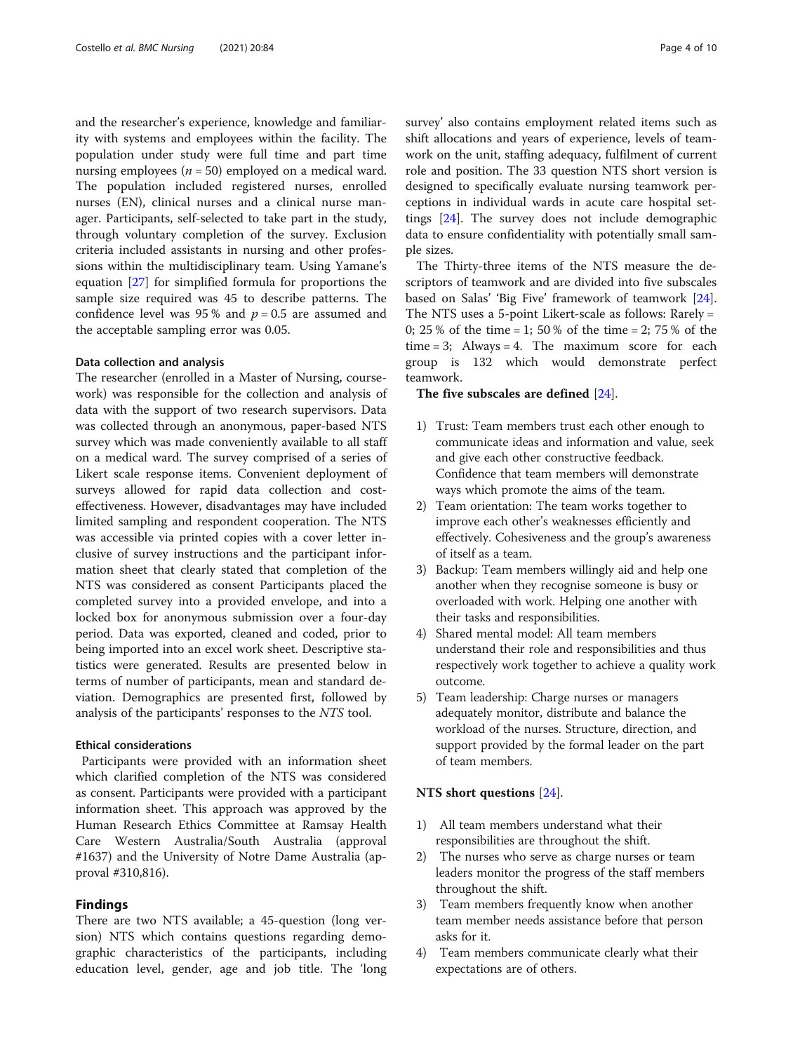and the researcher's experience, knowledge and familiarity with systems and employees within the facility. The population under study were full time and part time nursing employees ($n = 50$) employed on a medical ward. The population included registered nurses, enrolled nurses (EN), clinical nurses and a clinical nurse manager. Participants, self-selected to take part in the study, through voluntary completion of the survey. Exclusion criteria included assistants in nursing and other professions within the multidisciplinary team. Using Yamane's equation [27] for simplified formula for proportions the sample size required was 45 to describe patterns. The confidence level was 95 % and $p = 0.5$ are assumed and the acceptable sampling error was 0.05.

### Data collection and analysis

The researcher (enrolled in a Master of Nursing, coursework) was responsible for the collection and analysis of data with the support of two research supervisors. Data was collected through an anonymous, paper-based NTS survey which was made conveniently available to all staff on a medical ward. The survey comprised of a series of Likert scale response items. Convenient deployment of surveys allowed for rapid data collection and cost-effectiveness. However, disadvantages may have included limited sampling and respondent cooperation. The NTS was accessible via printed copies with a cover letter inclusive of survey instructions and the participant information sheet that clearly stated that completion of the NTS was considered as consent Participants placed the completed survey into a provided envelope, and into a locked box for anonymous submission over a four-day period. Data was exported, cleaned and coded, prior to being imported into an excel work sheet. Descriptive statistics were generated. Results are presented below in terms of number of participants, mean and standard deviation. Demographics are presented first, followed by analysis of the participants' responses to the *NTS* tool.

### Ethical considerations

Participants were provided with an information sheet which clarified completion of the NTS was considered as consent. Participants were provided with a participant information sheet. This approach was approved by the Human Research Ethics Committee at Ramsay Health Care Western Australia/South Australia (approval #1637) and the University of Notre Dame Australia (approval #310,816).

## Findings

There are two NTS available; a 45-question (long version) NTS which contains questions regarding demographic characteristics of the participants, including education level, gender, age and job title. The 'long survey' also contains employment related items such as shift allocations and years of experience, levels of teamwork on the unit, staffing adequacy, fulfilment of current role and position. The 33 question NTS short version is designed to specifically evaluate nursing teamwork perceptions in individual wards in acute care hospital settings [24]. The survey does not include demographic data to ensure confidentiality with potentially small sample sizes.

The Thirty-three items of the NTS measure the descriptors of teamwork and are divided into five subscales based on Salas' 'Big Five' framework of teamwork [24]. The NTS uses a 5-point Likert-scale as follows: Rarely = 0; 25 % of the time = 1; 50 % of the time = 2; 75 % of the time = 3; Always = 4. The maximum score for each group is 132 which would demonstrate perfect teamwork.

**The five subscales are defined** [24].

1) Trust: Team members trust each other enough to communicate ideas and information and value, seek and give each other constructive feedback. Confidence that team members will demonstrate ways which promote the aims of the team.
2) Team orientation: The team works together to improve each other's weaknesses efficiently and effectively. Cohesiveness and the group's awareness of itself as a team.
3) Backup: Team members willingly aid and help one another when they recognise someone is busy or overloaded with work. Helping one another with their tasks and responsibilities.
4) Shared mental model: All team members understand their role and responsibilities and thus respectively work together to achieve a quality work outcome.
5) Team leadership: Charge nurses or managers adequately monitor, distribute and balance the workload of the nurses. Structure, direction, and support provided by the formal leader on the part of team members.

**NTS short questions** [24].

1) All team members understand what their responsibilities are throughout the shift.
2) The nurses who serve as charge nurses or team leaders monitor the progress of the staff members throughout the shift.
3) Team members frequently know when another team member needs assistance before that person asks for it.
4) Team members communicate clearly what their expectations are of others.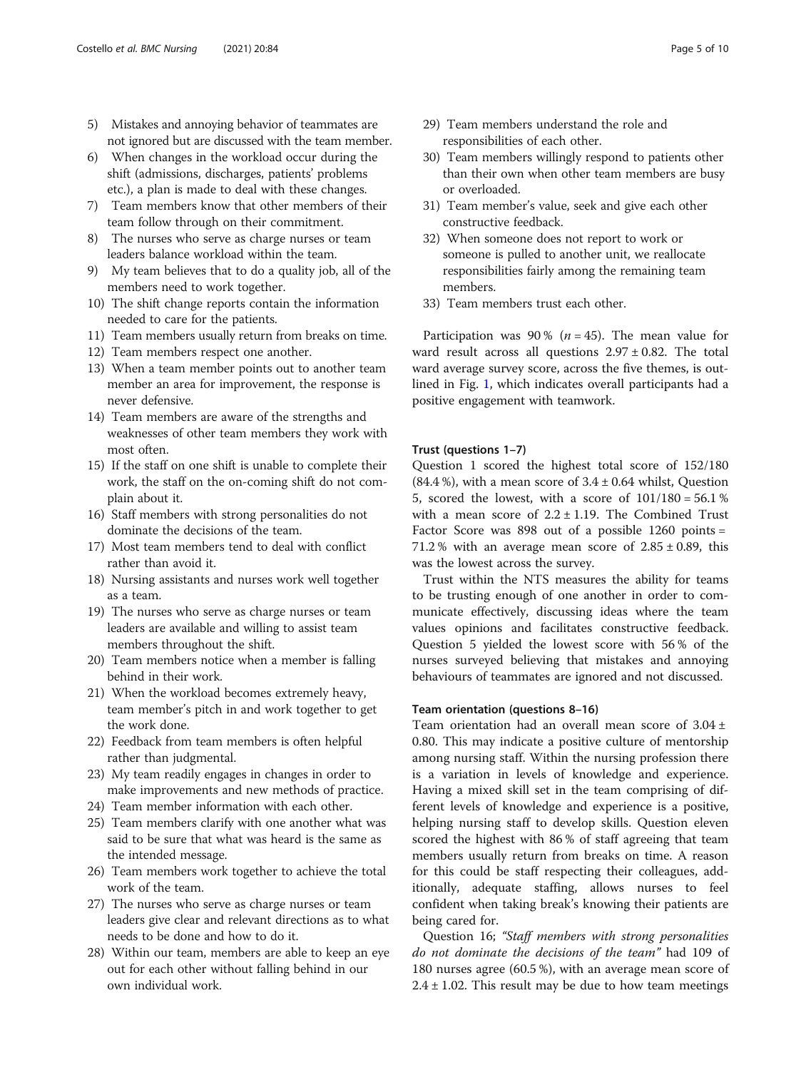5) Mistakes and annoying behavior of teammates are not ignored but are discussed with the team member.
6) When changes in the workload occur during the shift (admissions, discharges, patients' problems etc.), a plan is made to deal with these changes.
7) Team members know that other members of their team follow through on their commitment.
8) The nurses who serve as charge nurses or team leaders balance workload within the team.
9) My team believes that to do a quality job, all of the members need to work together.
10) The shift change reports contain the information needed to care for the patients.
11) Team members usually return from breaks on time.
12) Team members respect one another.
13) When a team member points out to another team member an area for improvement, the response is never defensive.
14) Team members are aware of the strengths and weaknesses of other team members they work with most often.
15) If the staff on one shift is unable to complete their work, the staff on the on-coming shift do not complain about it.
16) Staff members with strong personalities do not dominate the decisions of the team.
17) Most team members tend to deal with conflict rather than avoid it.
18) Nursing assistants and nurses work well together as a team.
19) The nurses who serve as charge nurses or team leaders are available and willing to assist team members throughout the shift.
20) Team members notice when a member is falling behind in their work.
21) When the workload becomes extremely heavy, team member's pitch in and work together to get the work done.
22) Feedback from team members is often helpful rather than judgmental.
23) My team readily engages in changes in order to make improvements and new methods of practice.
24) Team member information with each other.
25) Team members clarify with one another what was said to be sure that what was heard is the same as the intended message.
26) Team members work together to achieve the total work of the team.
27) The nurses who serve as charge nurses or team leaders give clear and relevant directions as to what needs to be done and how to do it.
28) Within our team, members are able to keep an eye out for each other without falling behind in our own individual work.
29) Team members understand the role and responsibilities of each other.
30) Team members willingly respond to patients other than their own when other team members are busy or overloaded.
31) Team member's value, seek and give each other constructive feedback.
32) When someone does not report to work or someone is pulled to another unit, we reallocate responsibilities fairly among the remaining team members.
33) Team members trust each other.

Participation was 90 % ($n = 45$). The mean value for ward result across all questions $2.97 \pm 0.82$. The total ward average survey score, across the five themes, is outlined in Fig. 1, which indicates overall participants had a positive engagement with teamwork.

#### Trust (questions 1–7)

Question 1 scored the highest total score of 152/180 (84.4 %), with a mean score of $3.4 \pm 0.64$ whilst, Question 5, scored the lowest, with a score of 101/180 = 56.1 % with a mean score of $2.2 \pm 1.19$. The Combined Trust Factor Score was 898 out of a possible 1260 points = 71.2 % with an average mean score of $2.85 \pm 0.89$, this was the lowest across the survey.

Trust within the NTS measures the ability for teams to be trusting enough of one another in order to communicate effectively, discussing ideas where the team values opinions and facilitates constructive feedback. Question 5 yielded the lowest score with 56 % of the nurses surveyed believing that mistakes and annoying behaviours of teammates are ignored and not discussed.

#### Team orientation (questions 8–16)

Team orientation had an overall mean score of $3.04 \pm 0.80$. This may indicate a positive culture of mentorship among nursing staff. Within the nursing profession there is a variation in levels of knowledge and experience. Having a mixed skill set in the team comprising of different levels of knowledge and experience is a positive, helping nursing staff to develop skills. Question eleven scored the highest with 86 % of staff agreeing that team members usually return from breaks on time. A reason for this could be staff respecting their colleagues, additionally, adequate staffing, allows nurses to feel confident when taking break's knowing their patients are being cared for.

Question 16; *"Staff members with strong personalities do not dominate the decisions of the team"* had 109 of 180 nurses agree (60.5 %), with an average mean score of $2.4 \pm 1.02$. This result may be due to how team meetings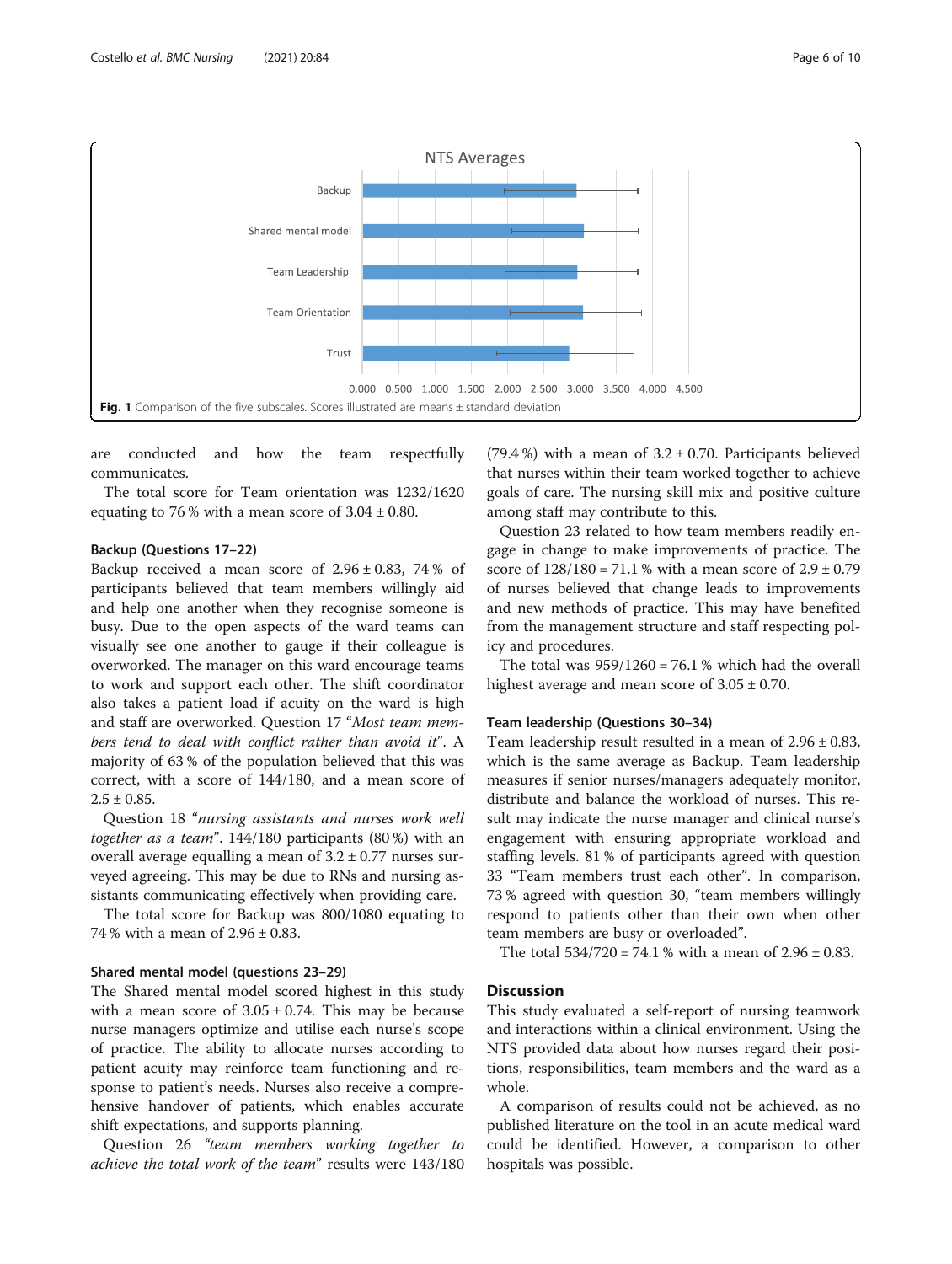Fig. 1 Comparison of the five subscales. Scores illustrated are means ± standard deviation

are conducted and how the team respectfully communicates.

The total score for Team orientation was 1232/1620 equating to 76 % with a mean score of 3.04 ± 0.80.

### Backup (Questions 17–22)

Backup received a mean score of 2.96 ± 0.83, 74 % of participants believed that team members willingly aid and help one another when they recognise someone is busy. Due to the open aspects of the ward teams can visually see one another to gauge if their colleague is overworked. The manager on this ward encourage teams to work and support each other. The shift coordinator also takes a patient load if acuity on the ward is high and staff are overworked. Question 17 "*Most team members tend to deal with conflict rather than avoid it*". A majority of 63 % of the population believed that this was correct, with a score of 144/180, and a mean score of 2.5 ± 0.85.

Question 18 "*nursing assistants and nurses work well together as a team*". 144/180 participants (80 %) with an overall average equalling a mean of 3.2 ± 0.77 nurses surveyed agreeing. This may be due to RNs and nursing assistants communicating effectively when providing care.

The total score for Backup was 800/1080 equating to 74 % with a mean of 2.96 ± 0.83.

### Shared mental model (questions 23–29)

The Shared mental model scored highest in this study with a mean score of 3.05 ± 0.74. This may be because nurse managers optimize and utilise each nurse's scope of practice. The ability to allocate nurses according to patient acuity may reinforce team functioning and response to patient's needs. Nurses also receive a comprehensive handover of patients, which enables accurate shift expectations, and supports planning.

Question 26 *"team members working together to achieve the total work of the team*" results were 143/180 (79.4 %) with a mean of 3.2 ± 0.70. Participants believed that nurses within their team worked together to achieve goals of care. The nursing skill mix and positive culture among staff may contribute to this.

Question 23 related to how team members readily engage in change to make improvements of practice. The score of 128/180 = 71.1 % with a mean score of 2.9 ± 0.79 of nurses believed that change leads to improvements and new methods of practice. This may have benefited from the management structure and staff respecting policy and procedures.

The total was 959/1260 = 76.1 % which had the overall highest average and mean score of 3.05 ± 0.70.

### Team leadership (Questions 30–34)

Team leadership result resulted in a mean of 2.96 ± 0.83, which is the same average as Backup. Team leadership measures if senior nurses/managers adequately monitor, distribute and balance the workload of nurses. This result may indicate the nurse manager and clinical nurse's engagement with ensuring appropriate workload and staffing levels. 81 % of participants agreed with question 33 "Team members trust each other". In comparison, 73 % agreed with question 30, "team members willingly respond to patients other than their own when other team members are busy or overloaded".

The total 534/720 = 74.1 % with a mean of 2.96 ± 0.83.

## Discussion

This study evaluated a self-report of nursing teamwork and interactions within a clinical environment. Using the NTS provided data about how nurses regard their positions, responsibilities, team members and the ward as a whole.

A comparison of results could not be achieved, as no published literature on the tool in an acute medical ward could be identified. However, a comparison to other hospitals was possible.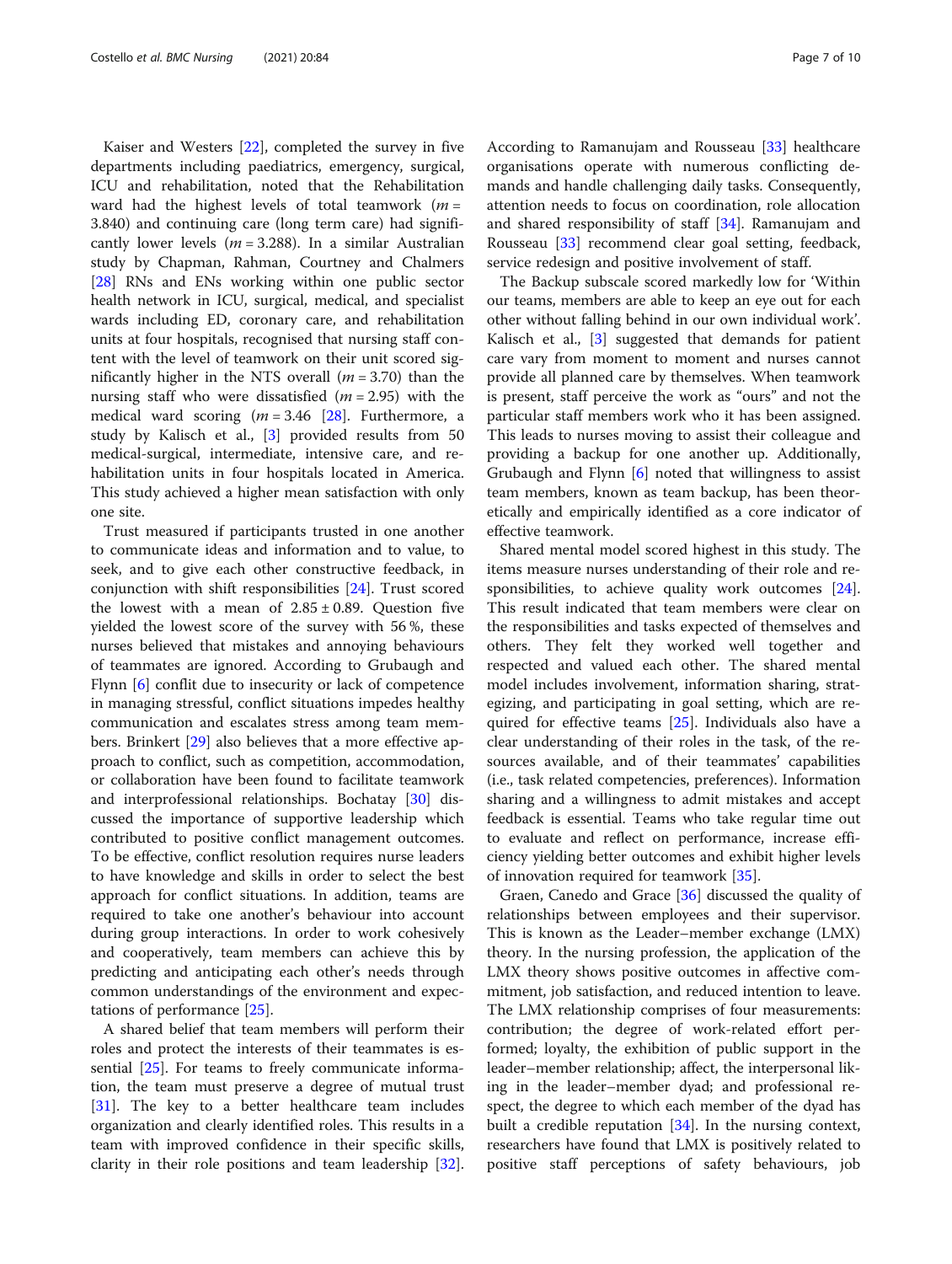Kaiser and Westers [22], completed the survey in five departments including paediatrics, emergency, surgical, ICU and rehabilitation, noted that the Rehabilitation ward had the highest levels of total teamwork ($m$ = 3.840) and continuing care (long term care) had significantly lower levels ($m$ = 3.288). In a similar Australian study by Chapman, Rahman, Courtney and Chalmers [28] RNs and ENs working within one public sector health network in ICU, surgical, medical, and specialist wards including ED, coronary care, and rehabilitation units at four hospitals, recognised that nursing staff content with the level of teamwork on their unit scored significantly higher in the NTS overall ($m$ = 3.70) than the nursing staff who were dissatisfied ($m$ = 2.95) with the medical ward scoring ($m$ = 3.46 [28]. Furthermore, a study by Kalisch et al., [3] provided results from 50 medical-surgical, intermediate, intensive care, and rehabilitation units in four hospitals located in America. This study achieved a higher mean satisfaction with only one site.

Trust measured if participants trusted in one another to communicate ideas and information and to value, to seek, and to give each other constructive feedback, in conjunction with shift responsibilities [24]. Trust scored the lowest with a mean of $2.85 \pm 0.89$. Question five yielded the lowest score of the survey with 56 %, these nurses believed that mistakes and annoying behaviours of teammates are ignored. According to Grubaugh and Flynn [6] conflit due to insecurity or lack of competence in managing stressful, conflict situations impedes healthy communication and escalates stress among team members. Brinkert [29] also believes that a more effective approach to conflict, such as competition, accommodation, or collaboration have been found to facilitate teamwork and interprofessional relationships. Bochatay [30] discussed the importance of supportive leadership which contributed to positive conflict management outcomes. To be effective, conflict resolution requires nurse leaders to have knowledge and skills in order to select the best approach for conflict situations. In addition, teams are required to take one another's behaviour into account during group interactions. In order to work cohesively and cooperatively, team members can achieve this by predicting and anticipating each other's needs through common understandings of the environment and expectations of performance [25].

A shared belief that team members will perform their roles and protect the interests of their teammates is essential [25]. For teams to freely communicate information, the team must preserve a degree of mutual trust [31]. The key to a better healthcare team includes organization and clearly identified roles. This results in a team with improved confidence in their specific skills, clarity in their role positions and team leadership [32]. According to Ramanujam and Rousseau [33] healthcare organisations operate with numerous conflicting demands and handle challenging daily tasks. Consequently, attention needs to focus on coordination, role allocation and shared responsibility of staff [34]. Ramanujam and Rousseau [33] recommend clear goal setting, feedback, service redesign and positive involvement of staff.

The Backup subscale scored markedly low for 'Within our teams, members are able to keep an eye out for each other without falling behind in our own individual work'. Kalisch et al., [3] suggested that demands for patient care vary from moment to moment and nurses cannot provide all planned care by themselves. When teamwork is present, staff perceive the work as "ours" and not the particular staff members work who it has been assigned. This leads to nurses moving to assist their colleague and providing a backup for one another up. Additionally, Grubaugh and Flynn [6] noted that willingness to assist team members, known as team backup, has been theoretically and empirically identified as a core indicator of effective teamwork.

Shared mental model scored highest in this study. The items measure nurses understanding of their role and responsibilities, to achieve quality work outcomes [24]. This result indicated that team members were clear on the responsibilities and tasks expected of themselves and others. They felt they worked well together and respected and valued each other. The shared mental model includes involvement, information sharing, strategizing, and participating in goal setting, which are required for effective teams [25]. Individuals also have a clear understanding of their roles in the task, of the resources available, and of their teammates' capabilities (i.e., task related competencies, preferences). Information sharing and a willingness to admit mistakes and accept feedback is essential. Teams who take regular time out to evaluate and reflect on performance, increase efficiency yielding better outcomes and exhibit higher levels of innovation required for teamwork [35].

Graen, Canedo and Grace [36] discussed the quality of relationships between employees and their supervisor. This is known as the Leader–member exchange (LMX) theory. In the nursing profession, the application of the LMX theory shows positive outcomes in affective commitment, job satisfaction, and reduced intention to leave. The LMX relationship comprises of four measurements: contribution; the degree of work-related effort performed; loyalty, the exhibition of public support in the leader–member relationship; affect, the interpersonal liking in the leader–member dyad; and professional respect, the degree to which each member of the dyad has built a credible reputation [34]. In the nursing context, researchers have found that LMX is positively related to positive staff perceptions of safety behaviours, job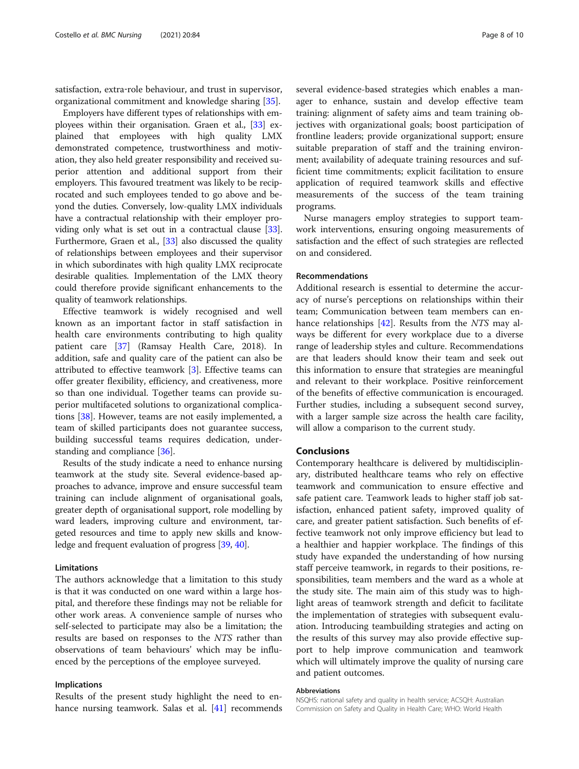satisfaction, extra-role behaviour, and trust in supervisor, organizational commitment and knowledge sharing [35].

Employers have different types of relationships with employees within their organisation. Graen et al., [33] explained that employees with high quality LMX demonstrated competence, trustworthiness and motivation, they also held greater responsibility and received superior attention and additional support from their employers. This favoured treatment was likely to be reciprocated and such employees tended to go above and beyond the duties. Conversely, low-quality LMX individuals have a contractual relationship with their employer providing only what is set out in a contractual clause [33]. Furthermore, Graen et al., [33] also discussed the quality of relationships between employees and their supervisor in which subordinates with high quality LMX reciprocate desirable qualities. Implementation of the LMX theory could therefore provide significant enhancements to the quality of teamwork relationships.

Effective teamwork is widely recognised and well known as an important factor in staff satisfaction in health care environments contributing to high quality patient care [37] (Ramsay Health Care, 2018). In addition, safe and quality care of the patient can also be attributed to effective teamwork [3]. Effective teams can offer greater flexibility, efficiency, and creativeness, more so than one individual. Together teams can provide superior multifaceted solutions to organizational complications [38]. However, teams are not easily implemented, a team of skilled participants does not guarantee success, building successful teams requires dedication, understanding and compliance [36].

Results of the study indicate a need to enhance nursing teamwork at the study site. Several evidence-based approaches to advance, improve and ensure successful team training can include alignment of organisational goals, greater depth of organisational support, role modelling by ward leaders, improving culture and environment, targeted resources and time to apply new skills and knowledge and frequent evaluation of progress [39, 40].

### Limitations

The authors acknowledge that a limitation to this study is that it was conducted on one ward within a large hospital, and therefore these findings may not be reliable for other work areas. A convenience sample of nurses who self-selected to participate may also be a limitation; the results are based on responses to the *NTS* rather than observations of team behaviours' which may be influenced by the perceptions of the employee surveyed.

### Implications

Results of the present study highlight the need to enhance nursing teamwork. Salas et al. [41] recommends several evidence-based strategies which enables a manager to enhance, sustain and develop effective team training: alignment of safety aims and team training objectives with organizational goals; boost participation of frontline leaders; provide organizational support; ensure suitable preparation of staff and the training environment; availability of adequate training resources and sufficient time commitments; explicit facilitation to ensure application of required teamwork skills and effective measurements of the success of the team training programs.

Nurse managers employ strategies to support teamwork interventions, ensuring ongoing measurements of satisfaction and the effect of such strategies are reflected on and considered.

### Recommendations

Additional research is essential to determine the accuracy of nurse's perceptions on relationships within their team; Communication between team members can enhance relationships [42]. Results from the *NTS* may always be different for every workplace due to a diverse range of leadership styles and culture. Recommendations are that leaders should know their team and seek out this information to ensure that strategies are meaningful and relevant to their workplace. Positive reinforcement of the benefits of effective communication is encouraged. Further studies, including a subsequent second survey, with a larger sample size across the health care facility, will allow a comparison to the current study.

## Conclusions

Contemporary healthcare is delivered by multidisciplinary, distributed healthcare teams who rely on effective teamwork and communication to ensure effective and safe patient care. Teamwork leads to higher staff job satisfaction, enhanced patient safety, improved quality of care, and greater patient satisfaction. Such benefits of effective teamwork not only improve efficiency but lead to a healthier and happier workplace. The findings of this study have expanded the understanding of how nursing staff perceive teamwork, in regards to their positions, responsibilities, team members and the ward as a whole at the study site. The main aim of this study was to highlight areas of teamwork strength and deficit to facilitate the implementation of strategies with subsequent evaluation. Introducing teambuilding strategies and acting on the results of this survey may also provide effective support to help improve communication and teamwork which will ultimately improve the quality of nursing care and patient outcomes.

#### Abbreviations

NSQHS: national safety and quality in health service; ACSQH: Australian Commission on Safety and Quality in Health Care; WHO: World Health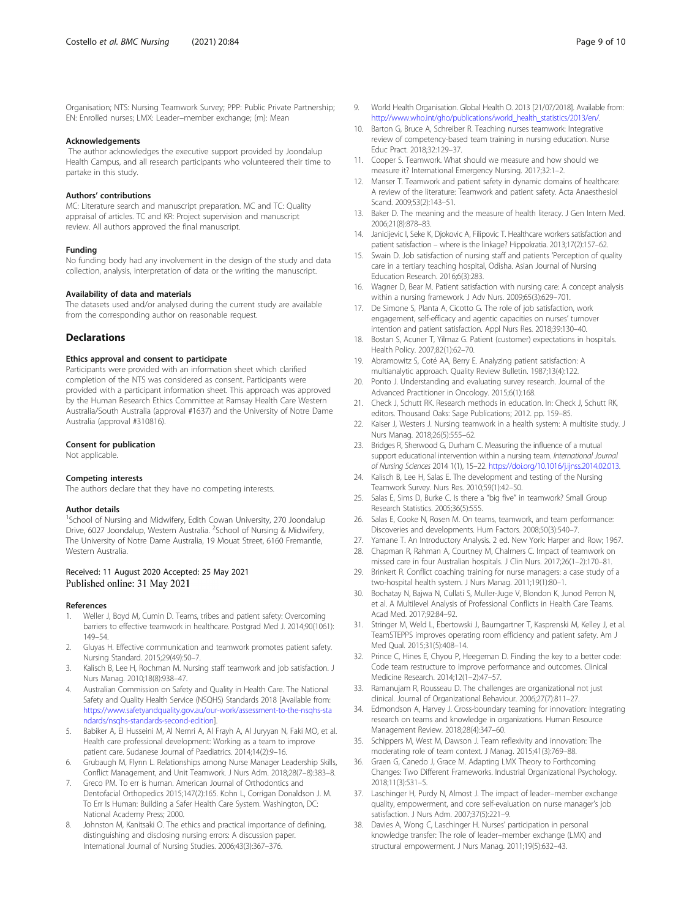Organisation; NTS: Nursing Teamwork Survey; PPP: Public Private Partnership; EN: Enrolled nurses; LMX: Leader–member exchange; (m): Mean

### Acknowledgements

The author acknowledges the executive support provided by Joondalup Health Campus, and all research participants who volunteered their time to partake in this study.

### Authors' contributions

MC: Literature search and manuscript preparation. MC and TC: Quality appraisal of articles. TC and KR: Project supervision and manuscript review. All authors approved the final manuscript.

### Funding

No funding body had any involvement in the design of the study and data collection, analysis, interpretation of data or the writing the manuscript.

### Availability of data and materials

The datasets used and/or analysed during the current study are available from the corresponding author on reasonable request.

## Declarations

### Ethics approval and consent to participate

Participants were provided with an information sheet which clarified completion of the NTS was considered as consent. Participants were provided with a participant information sheet. This approach was approved by the Human Research Ethics Committee at Ramsay Health Care Western Australia/South Australia (approval #1637) and the University of Notre Dame Australia (approval #310816).

### Consent for publication

Not applicable.

### Competing interests

The authors declare that they have no competing interests.

### Author details

[1]School of Nursing and Midwifery, Edith Cowan University, 270 Joondalup Drive, 6027 Joondalup, Western Australia. [2]School of Nursing & Midwifery, The University of Notre Dame Australia, 19 Mouat Street, 6160 Fremantle, Western Australia.

Received: 11 August 2020 Accepted: 25 May 2021
Published online: 31 May 2021

### References

1. Weller J, Boyd M, Cumin D. Teams, tribes and patient safety: Overcoming barriers to effective teamwork in healthcare. Postgrad Med J. 2014;90(1061): 149–54.
2. Gluyas H. Effective communication and teamwork promotes patient safety. Nursing Standard. 2015;29(49):50–7.
3. Kalisch B, Lee H, Rochman M. Nursing staff teamwork and job satisfaction. J Nurs Manag. 2010;18(8):938–47.
4. Australian Commission on Safety and Quality in Health Care. The National Safety and Quality Health Service (NSQHS) Standards 2018 [Available from: https://www.safetyandquality.gov.au/our-work/assessment-to-the-nsqhs-standards/nsqhs-standards-second-edition].
5. Babiker A, El Husseini M, Al Nemri A, Al Frayh A, Al Juryyan N, Faki MO, et al. Health care professional development: Working as a team to improve patient care. Sudanese Journal of Paediatrics. 2014;14(2):9–16.
6. Grubaugh M, Flynn L. Relationships among Nurse Manager Leadership Skills, Conflict Management, and Unit Teamwork. J Nurs Adm. 2018;28(7–8):383–8.
7. Greco PM. To err is human. American Journal of Orthodontics and Dentofacial Orthopedics 2015;147(2):165. Kohn L, Corrigan Donaldson J. M. To Err Is Human: Building a Safer Health Care System. Washington, DC: National Academy Press; 2000.
8. Johnston M, Kanitsaki O. The ethics and practical importance of defining, distinguishing and disclosing nursing errors: A discussion paper. International Journal of Nursing Studies. 2006;43(3):367–376.
9. World Health Organisation. Global Health O. 2013 [21/07/2018]. Available from: http://www.who.int/gho/publications/world_health_statistics/2013/en/.
10. Barton G, Bruce A, Schreiber R. Teaching nurses teamwork: Integrative review of competency-based team training in nursing education. Nurse Educ Pract. 2018;32:129–37.
11. Cooper S. Teamwork. What should we measure and how should we measure it? International Emergency Nursing. 2017;32:1–2.
12. Manser T. Teamwork and patient safety in dynamic domains of healthcare: A review of the literature: Teamwork and patient safety. Acta Anaesthesiol Scand. 2009;53(2):143–51.
13. Baker D. The meaning and the measure of health literacy. J Gen Intern Med. 2006;21(8):878–83.
14. Janicijevic I, Seke K, Djokovic A, Filipovic T. Healthcare workers satisfaction and patient satisfaction – where is the linkage? Hippokratia. 2013;17(2):157–62.
15. Swain D. Job satisfaction of nursing staff and patients 'Perception of quality care in a tertiary teaching hospital, Odisha. Asian Journal of Nursing Education Research. 2016;6(3):283.
16. Wagner D, Bear M. Patient satisfaction with nursing care: A concept analysis within a nursing framework. J Adv Nurs. 2009;65(3):629–701.
17. De Simone S, Planta A, Cicotto G. The role of job satisfaction, work engagement, self-efficacy and agentic capacities on nurses' turnover intention and patient satisfaction. Appl Nurs Res. 2018;39:130–40.
18. Bostan S, Acuner T, Yilmaz G. Patient (customer) expectations in hospitals. Health Policy. 2007;82(1):62–70.
19. Abramowitz S, Coté AA, Berry E. Analyzing patient satisfaction: A multianalytic approach. Quality Review Bulletin. 1987;13(4):122.
20. Ponto J. Understanding and evaluating survey research. Journal of the Advanced Practitioner in Oncology. 2015;6(1):168.
21. Check J, Schutt RK. Research methods in education. In: Check J, Schutt RK, editors. Thousand Oaks: Sage Publications; 2012. pp. 159–85.
22. Kaiser J, Westers J. Nursing teamwork in a health system: A multisite study. J Nurs Manag. 2018;26(5):555–62.
23. Bridges R, Sherwood G, Durham C. Measuring the influence of a mutual support educational intervention within a nursing team. *International Journal of Nursing Sciences* 2014 1(1), 15–22. https://doi.org/10.1016/j.ijnss.2014.02.013.
24. Kalisch B, Lee H, Salas E. The development and testing of the Nursing Teamwork Survey. Nurs Res. 2010;59(1):42–50.
25. Salas E, Sims D, Burke C. Is there a "big five" in teamwork? Small Group Research Statistics. 2005;36(5):555.
26. Salas E, Cooke N, Rosen M. On teams, teamwork, and team performance: Discoveries and developments. Hum Factors. 2008;50(3):540–7.
27. Yamane T. An Introductory Analysis. 2 ed. New York: Harper and Row; 1967.
28. Chapman R, Rahman A, Courtney M, Chalmers C. Impact of teamwork on missed care in four Australian hospitals. J Clin Nurs. 2017;26(1–2):170–81.
29. Brinkert R. Conflict coaching training for nurse managers: a case study of a two-hospital health system. J Nurs Manag. 2011;19(1):80–1.
30. Bochatay N, Bajwa N, Cullati S, Muller-Juge V, Blondon K, Junod Perron N, et al. A Multilevel Analysis of Professional Conflicts in Health Care Teams. Acad Med. 2017;92:84–92.
31. Stringer M, Weld L, Ebertowski J, Baumgartner T, Kasprenski M, Kelley J, et al. TeamSTEPPS improves operating room efficiency and patient safety. Am J Med Qual. 2015;31(5):408–14.
32. Prince C, Hines E, Chyou P, Heegeman D. Finding the key to a better code: Code team restructure to improve performance and outcomes. Clinical Medicine Research. 2014;12(1–2):47–57.
33. Ramanujam R, Rousseau D. The challenges are organizational not just clinical. Journal of Organizational Behaviour. 2006;27(7):811–27.
34. Edmondson A, Harvey J. Cross-boundary teaming for innovation: Integrating research on teams and knowledge in organizations. Human Resource Management Review. 2018;28(4):347–60.
35. Schippers M, West M, Dawson J. Team reflexivity and innovation: The moderating role of team context. J Manag. 2015;41(3):769–88.
36. Graen G, Canedo J, Grace M. Adapting LMX Theory to Forthcoming Changes: Two Different Frameworks. Industrial Organizational Psychology. 2018;11(3):531–5.
37. Laschinger H, Purdy N, Almost J. The impact of leader–member exchange quality, empowerment, and core self-evaluation on nurse manager's job satisfaction. J Nurs Adm. 2007;37(5):221–9.
38. Davies A, Wong C, Laschinger H. Nurses' participation in personal knowledge transfer: The role of leader–member exchange (LMX) and structural empowerment. J Nurs Manag. 2011;19(5):632–43.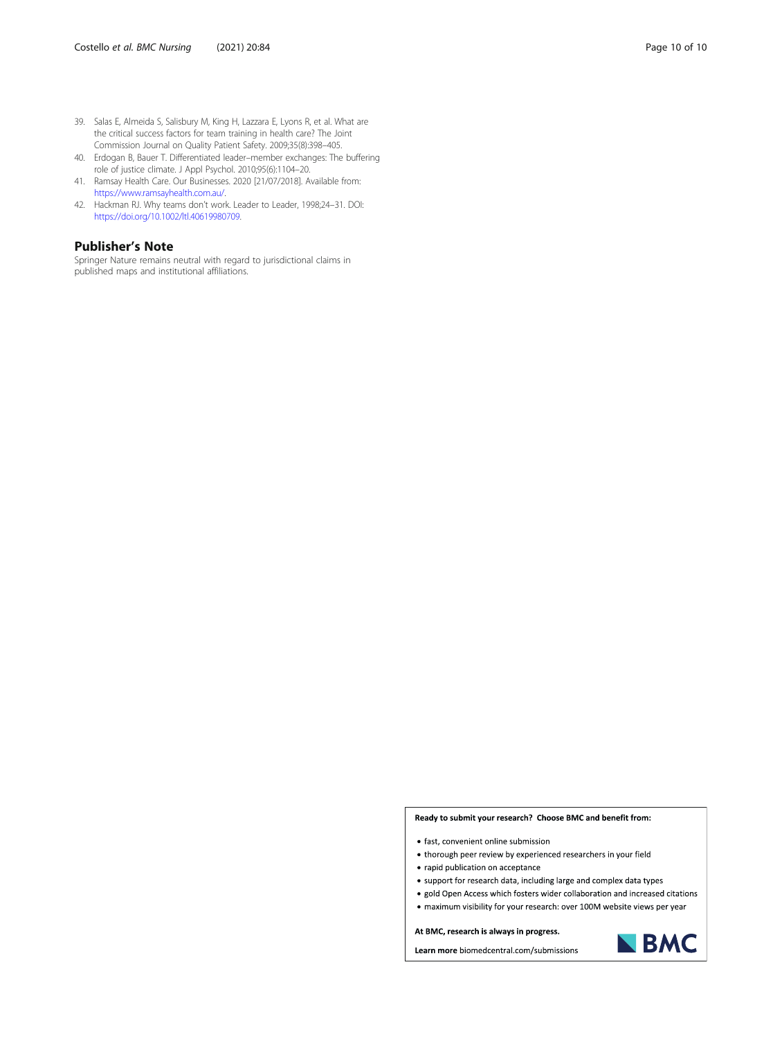39. Salas E, Almeida S, Salisbury M, King H, Lazzara E, Lyons R, et al. What are the critical success factors for team training in health care? The Joint Commission Journal on Quality Patient Safety. 2009;35(8):398–405.
40. Erdogan B, Bauer T. Differentiated leader–member exchanges: The buffering role of justice climate. J Appl Psychol. 2010;95(6):1104–20.
41. Ramsay Health Care. Our Businesses. 2020 [21/07/2018]. Available from: https://www.ramsayhealth.com.au/.
42. Hackman RJ. Why teams don't work. Leader to Leader, 1998;24–31. DOI: https://doi.org/10.1002/ltl.40619980709.

## Publisher's Note

Springer Nature remains neutral with regard to jurisdictional claims in published maps and institutional affiliations.

**Ready to submit your research? Choose BMC and benefit from:**

- fast, convenient online submission
- thorough peer review by experienced researchers in your field
- rapid publication on acceptance
- support for research data, including large and complex data types
- gold Open Access which fosters wider collaboration and increased citations
- maximum visibility for your research: over 100M website views per year

**At BMC, research is always in progress.**

**Learn more** biomedcentral.com/submissions

BMC